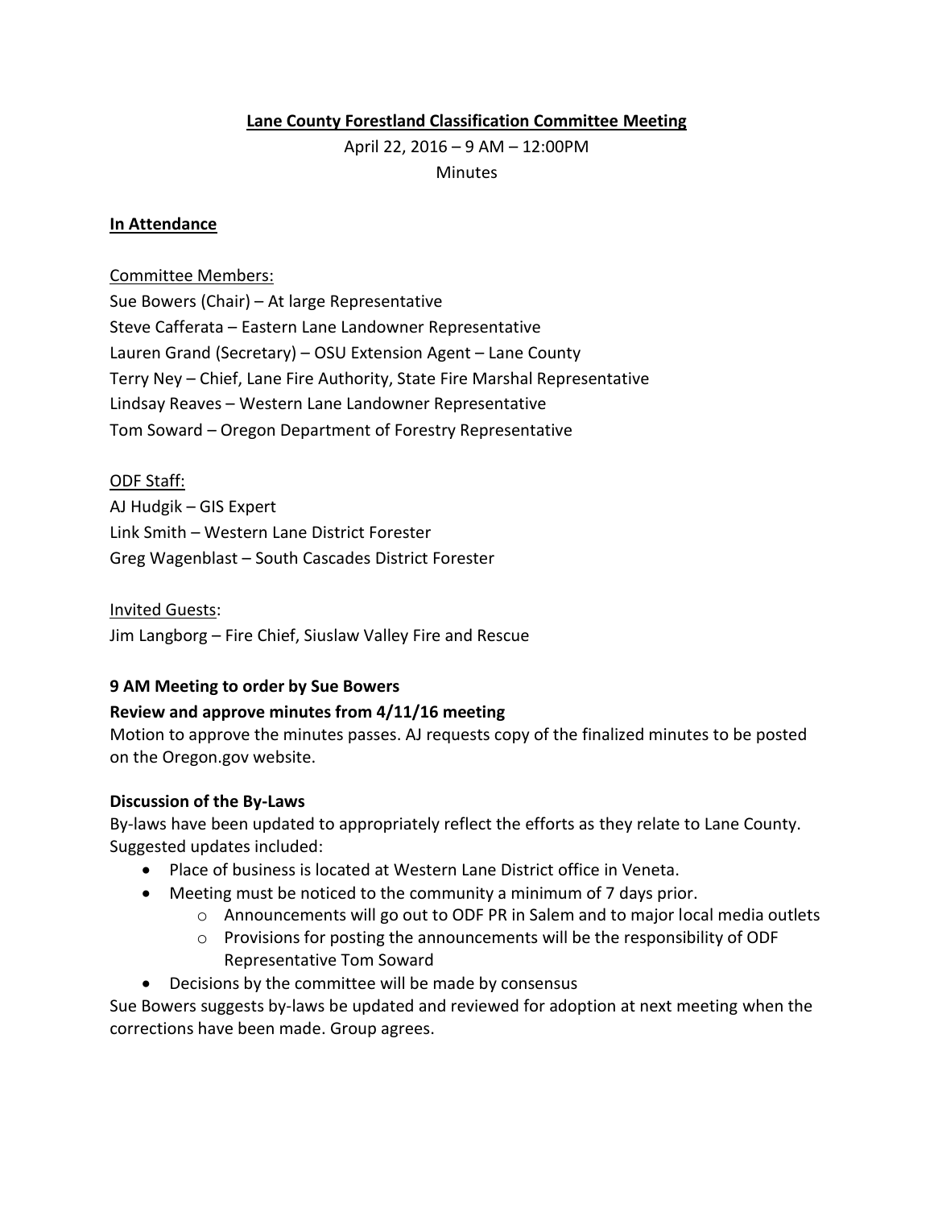**Lane County Forestland Classification Committee Meeting**

April 22, 2016 – 9 AM – 12:00PM

Minutes

**In Attendance**

Committee Members:

Sue Bowers (Chair) – At large Representative
Steve Cafferata – Eastern Lane Landowner Representative
Lauren Grand (Secretary) – OSU Extension Agent – Lane County
Terry Ney – Chief, Lane Fire Authority, State Fire Marshal Representative
Lindsay Reaves – Western Lane Landowner Representative
Tom Soward – Oregon Department of Forestry Representative

ODF Staff:

AJ Hudgik – GIS Expert
Link Smith – Western Lane District Forester
Greg Wagenblast – South Cascades District Forester

Invited Guests:

Jim Langborg – Fire Chief, Siuslaw Valley Fire and Rescue

**9 AM Meeting to order by Sue Bowers**

**Review and approve minutes from 4/11/16 meeting**

Motion to approve the minutes passes. AJ requests copy of the finalized minutes to be posted on the Oregon.gov website.

**Discussion of the By-Laws**

By-laws have been updated to appropriately reflect the efforts as they relate to Lane County. Suggested updates included:

- Place of business is located at Western Lane District office in Veneta.
- Meeting must be noticed to the community a minimum of 7 days prior.
  - Announcements will go out to ODF PR in Salem and to major local media outlets
  - Provisions for posting the announcements will be the responsibility of ODF Representative Tom Soward
- Decisions by the committee will be made by consensus

Sue Bowers suggests by-laws be updated and reviewed for adoption at next meeting when the corrections have been made. Group agrees.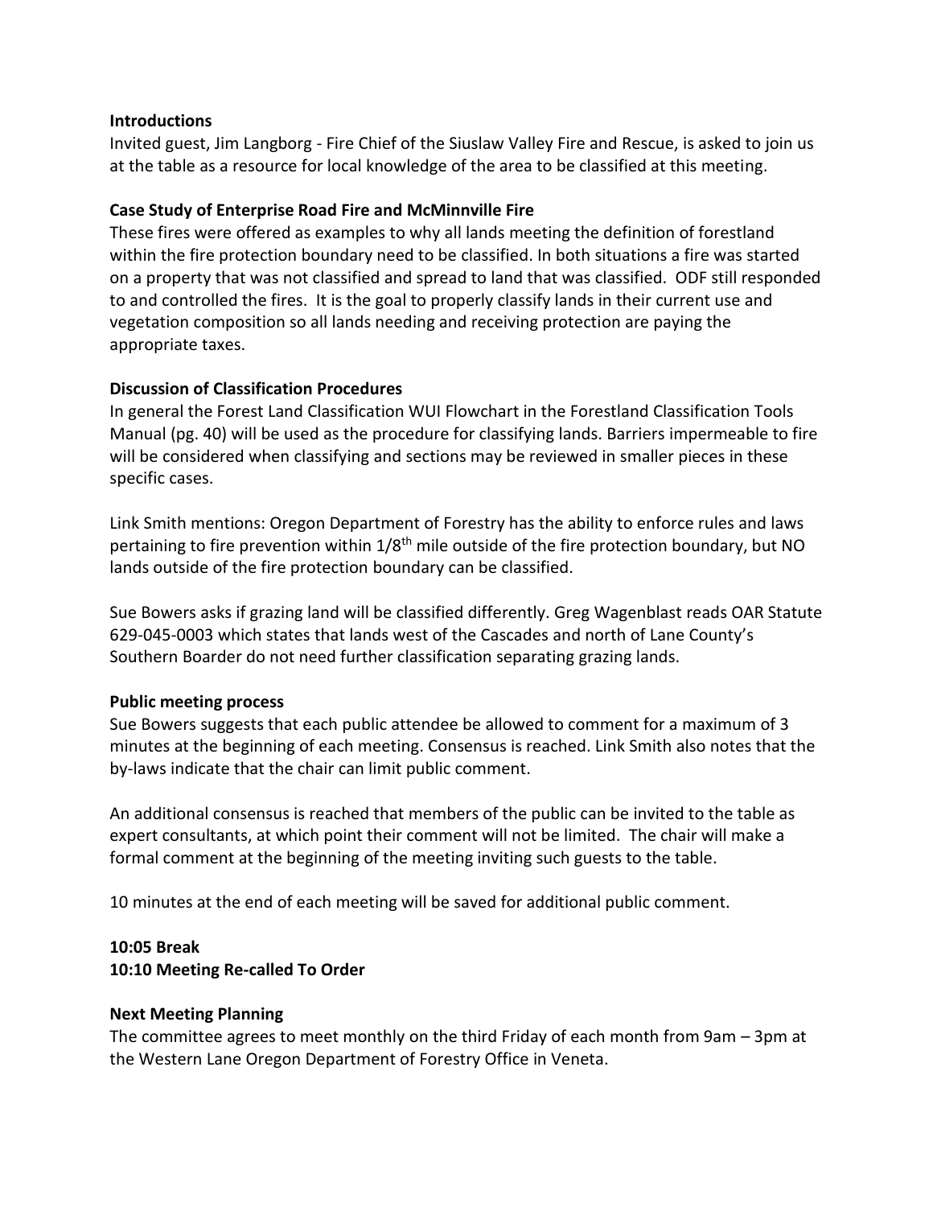**Introductions**

Invited guest, Jim Langborg - Fire Chief of the Siuslaw Valley Fire and Rescue, is asked to join us at the table as a resource for local knowledge of the area to be classified at this meeting.

**Case Study of Enterprise Road Fire and McMinnville Fire**

These fires were offered as examples to why all lands meeting the definition of forestland within the fire protection boundary need to be classified. In both situations a fire was started on a property that was not classified and spread to land that was classified. ODF still responded to and controlled the fires. It is the goal to properly classify lands in their current use and vegetation composition so all lands needing and receiving protection are paying the appropriate taxes.

**Discussion of Classification Procedures**

In general the Forest Land Classification WUI Flowchart in the Forestland Classification Tools Manual (pg. 40) will be used as the procedure for classifying lands. Barriers impermeable to fire will be considered when classifying and sections may be reviewed in smaller pieces in these specific cases.

Link Smith mentions: Oregon Department of Forestry has the ability to enforce rules and laws pertaining to fire prevention within 1/8th mile outside of the fire protection boundary, but NO lands outside of the fire protection boundary can be classified.

Sue Bowers asks if grazing land will be classified differently. Greg Wagenblast reads OAR Statute 629-045-0003 which states that lands west of the Cascades and north of Lane County's Southern Boarder do not need further classification separating grazing lands.

**Public meeting process**

Sue Bowers suggests that each public attendee be allowed to comment for a maximum of 3 minutes at the beginning of each meeting. Consensus is reached. Link Smith also notes that the by-laws indicate that the chair can limit public comment.

An additional consensus is reached that members of the public can be invited to the table as expert consultants, at which point their comment will not be limited. The chair will make a formal comment at the beginning of the meeting inviting such guests to the table.

10 minutes at the end of each meeting will be saved for additional public comment.

**10:05 Break**
**10:10 Meeting Re-called To Order**

**Next Meeting Planning**

The committee agrees to meet monthly on the third Friday of each month from 9am – 3pm at the Western Lane Oregon Department of Forestry Office in Veneta.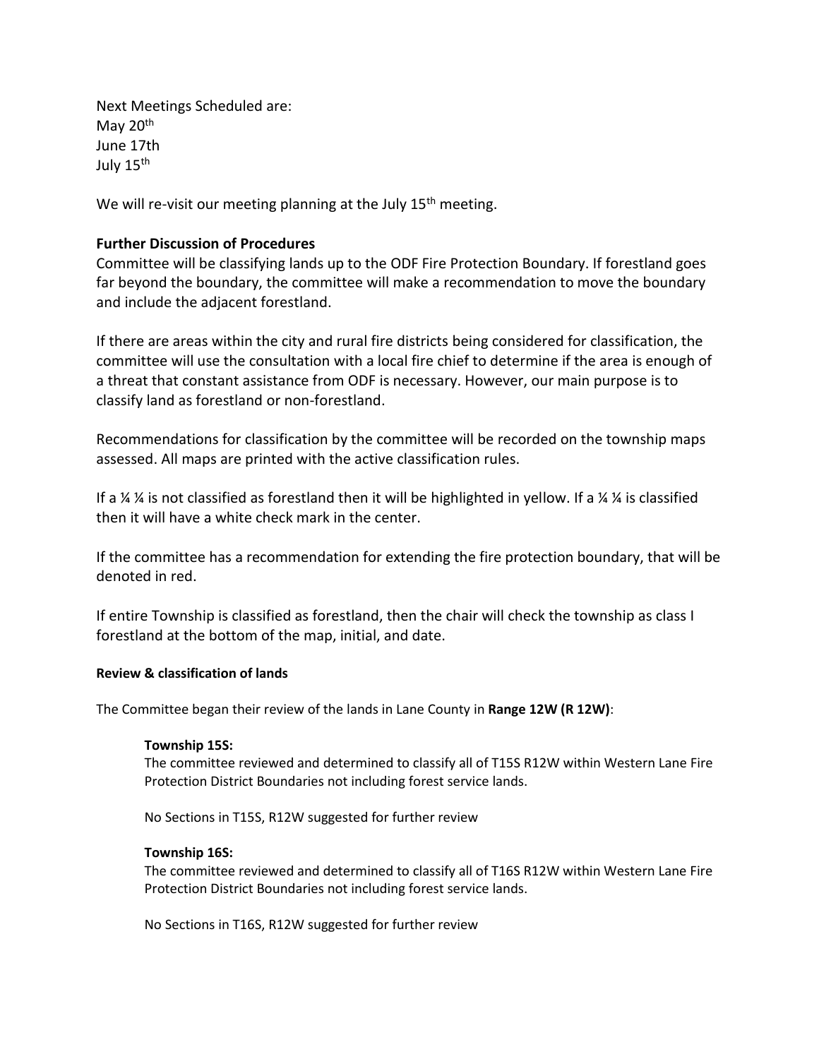Next Meetings Scheduled are:
May 20th
June 17th
July 15th

We will re-visit our meeting planning at the July 15th meeting.

**Further Discussion of Procedures**

Committee will be classifying lands up to the ODF Fire Protection Boundary. If forestland goes far beyond the boundary, the committee will make a recommendation to move the boundary and include the adjacent forestland.

If there are areas within the city and rural fire districts being considered for classification, the committee will use the consultation with a local fire chief to determine if the area is enough of a threat that constant assistance from ODF is necessary. However, our main purpose is to classify land as forestland or non-forestland.

Recommendations for classification by the committee will be recorded on the township maps assessed. All maps are printed with the active classification rules.

If a ¼ ¼ is not classified as forestland then it will be highlighted in yellow. If a ¼ ¼ is classified then it will have a white check mark in the center.

If the committee has a recommendation for extending the fire protection boundary, that will be denoted in red.

If entire Township is classified as forestland, then the chair will check the township as class I forestland at the bottom of the map, initial, and date.

**Review & classification of lands**

The Committee began their review of the lands in Lane County in **Range 12W (R 12W)**:

**Township 15S:**
The committee reviewed and determined to classify all of T15S R12W within Western Lane Fire Protection District Boundaries not including forest service lands.

No Sections in T15S, R12W suggested for further review

**Township 16S:**
The committee reviewed and determined to classify all of T16S R12W within Western Lane Fire Protection District Boundaries not including forest service lands.

No Sections in T16S, R12W suggested for further review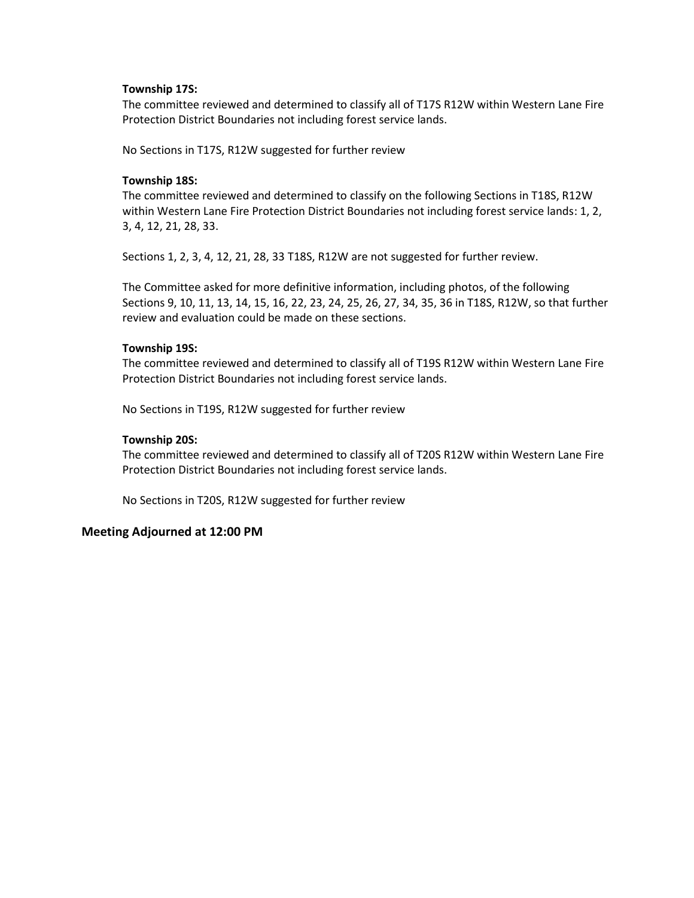**Township 17S:**
The committee reviewed and determined to classify all of T17S R12W within Western Lane Fire Protection District Boundaries not including forest service lands.

No Sections in T17S, R12W suggested for further review

**Township 18S:**
The committee reviewed and determined to classify on the following Sections in T18S, R12W within Western Lane Fire Protection District Boundaries not including forest service lands: 1, 2, 3, 4, 12, 21, 28, 33.

Sections 1, 2, 3, 4, 12, 21, 28, 33 T18S, R12W are not suggested for further review.

The Committee asked for more definitive information, including photos, of the following Sections 9, 10, 11, 13, 14, 15, 16, 22, 23, 24, 25, 26, 27, 34, 35, 36 in T18S, R12W, so that further review and evaluation could be made on these sections.

**Township 19S:**
The committee reviewed and determined to classify all of T19S R12W within Western Lane Fire Protection District Boundaries not including forest service lands.

No Sections in T19S, R12W suggested for further review

**Township 20S:**
The committee reviewed and determined to classify all of T20S R12W within Western Lane Fire Protection District Boundaries not including forest service lands.

No Sections in T20S, R12W suggested for further review

**Meeting Adjourned at 12:00 PM**